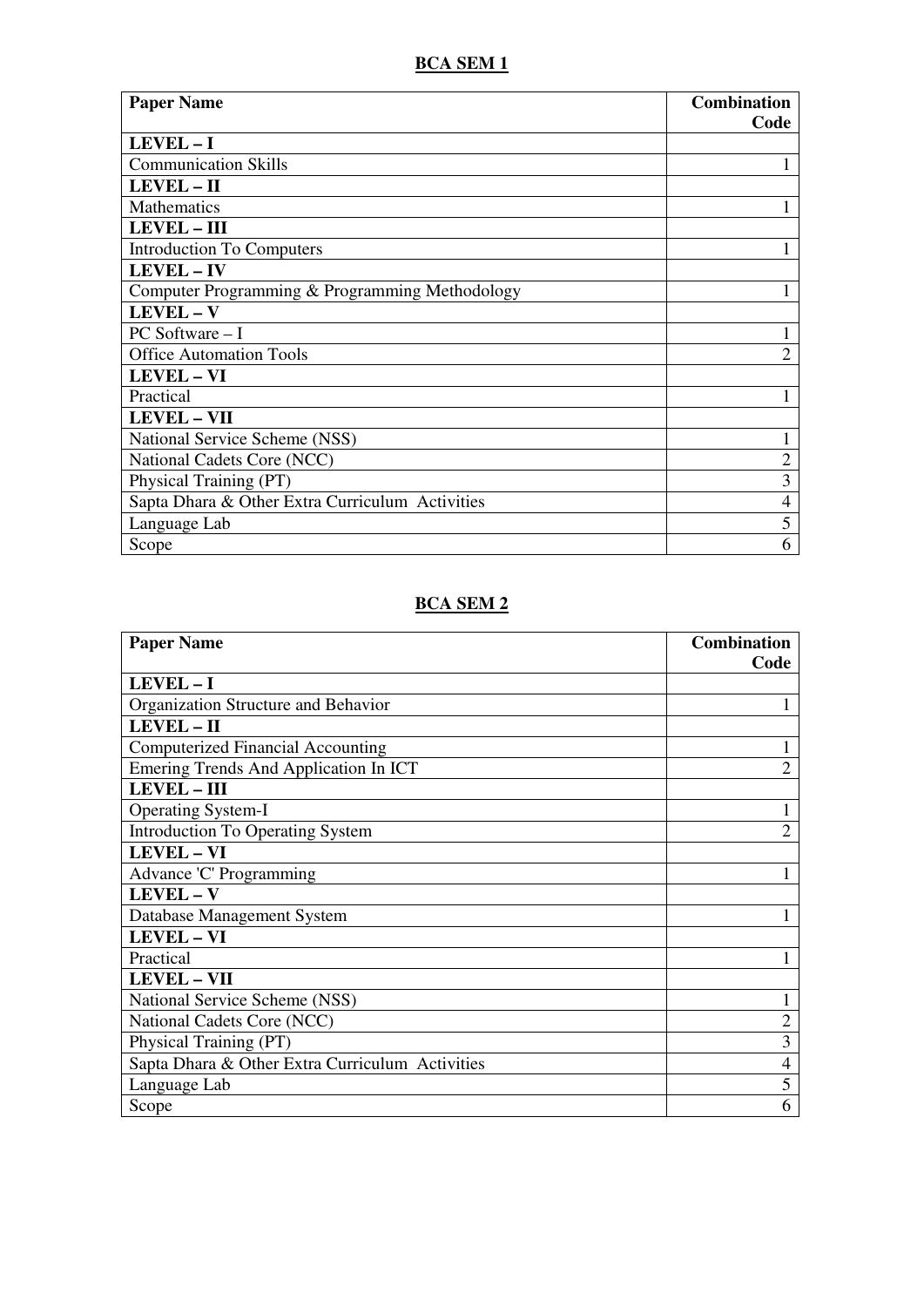## BCA SEM 1

| Paper Name | Combination Code |
|---|---|
| **LEVEL – I** | |
| Communication Skills | 1 |
| **LEVEL – II** | |
| Mathematics | 1 |
| **LEVEL – III** | |
| Introduction To Computers | 1 |
| **LEVEL – IV** | |
| Computer Programming & Programming Methodology | 1 |
| **LEVEL – V** | |
| PC Software – I | 1 |
| Office Automation Tools | 2 |
| **LEVEL – VI** | |
| Practical | 1 |
| **LEVEL – VII** | |
| National Service Scheme (NSS) | 1 |
| National Cadets Core (NCC) | 2 |
| Physical Training (PT) | 3 |
| Sapta Dhara & Other Extra Curriculum Activities | 4 |
| Language Lab | 5 |
| Scope | 6 |

## BCA SEM 2

| Paper Name | Combination Code |
|---|---|
| **LEVEL – I** | |
| Organization Structure and Behavior | 1 |
| **LEVEL – II** | |
| Computerized Financial Accounting | 1 |
| Emering Trends And Application In ICT | 2 |
| **LEVEL – III** | |
| Operating System-I | 1 |
| Introduction To Operating System | 2 |
| **LEVEL – VI** | |
| Advance 'C' Programming | 1 |
| **LEVEL – V** | |
| Database Management System | 1 |
| **LEVEL – VI** | |
| Practical | 1 |
| **LEVEL – VII** | |
| National Service Scheme (NSS) | 1 |
| National Cadets Core (NCC) | 2 |
| Physical Training (PT) | 3 |
| Sapta Dhara & Other Extra Curriculum Activities | 4 |
| Language Lab | 5 |
| Scope | 6 |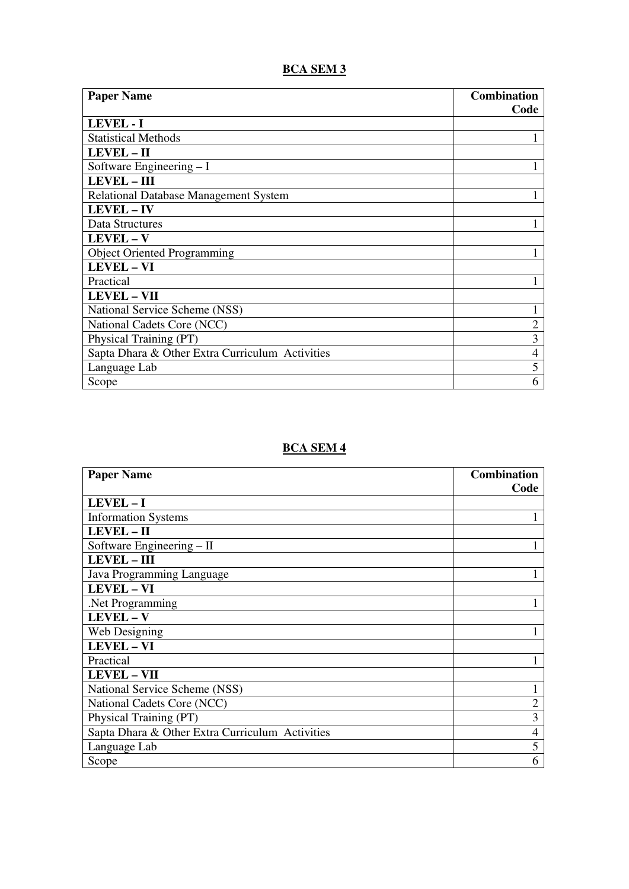## BCA SEM 3

| Paper Name | Combination Code |
| --- | --- |
| **LEVEL - I** | |
| Statistical Methods | 1 |
| **LEVEL – II** | |
| Software Engineering – I | 1 |
| **LEVEL – III** | |
| Relational Database Management System | 1 |
| **LEVEL – IV** | |
| Data Structures | 1 |
| **LEVEL – V** | |
| Object Oriented Programming | 1 |
| **LEVEL – VI** | |
| Practical | 1 |
| **LEVEL – VII** | |
| National Service Scheme (NSS) | 1 |
| National Cadets Core (NCC) | 2 |
| Physical Training (PT) | 3 |
| Sapta Dhara & Other Extra Curriculum Activities | 4 |
| Language Lab | 5 |
| Scope | 6 |

## BCA SEM 4

| Paper Name | Combination Code |
| --- | --- |
| **LEVEL – I** | |
| Information Systems | 1 |
| **LEVEL – II** | |
| Software Engineering – II | 1 |
| **LEVEL – III** | |
| Java Programming Language | 1 |
| **LEVEL – VI** | |
| .Net Programming | 1 |
| **LEVEL – V** | |
| Web Designing | 1 |
| **LEVEL – VI** | |
| Practical | 1 |
| **LEVEL – VII** | |
| National Service Scheme (NSS) | 1 |
| National Cadets Core (NCC) | 2 |
| Physical Training (PT) | 3 |
| Sapta Dhara & Other Extra Curriculum Activities | 4 |
| Language Lab | 5 |
| Scope | 6 |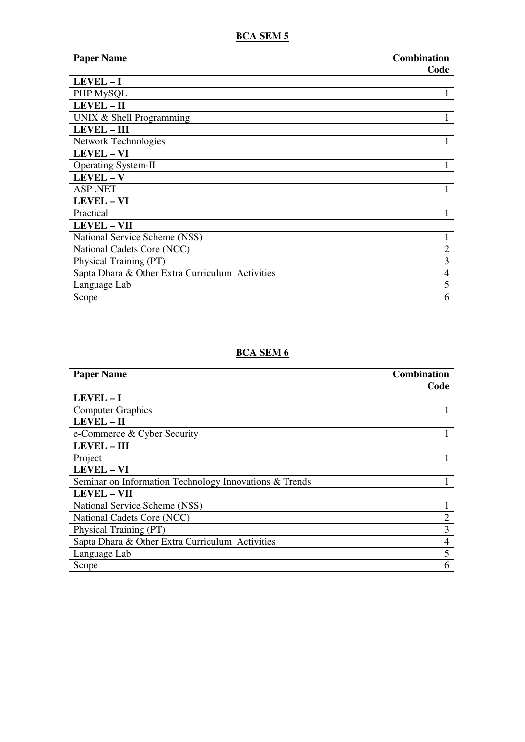## BCA SEM 5

| Paper Name | Combination Code |
|---|---|
| **LEVEL – I** | |
| PHP MySQL | 1 |
| **LEVEL – II** | |
| UNIX & Shell Programming | 1 |
| **LEVEL – III** | |
| Network Technologies | 1 |
| **LEVEL – VI** | |
| Operating System-II | 1 |
| **LEVEL – V** | |
| ASP .NET | 1 |
| **LEVEL – VI** | |
| Practical | 1 |
| **LEVEL – VII** | |
| National Service Scheme (NSS) | 1 |
| National Cadets Core (NCC) | 2 |
| Physical Training (PT) | 3 |
| Sapta Dhara & Other Extra Curriculum Activities | 4 |
| Language Lab | 5 |
| Scope | 6 |

## BCA SEM 6

| Paper Name | Combination Code |
|---|---|
| **LEVEL – I** | |
| Computer Graphics | 1 |
| **LEVEL – II** | |
| e-Commerce & Cyber Security | 1 |
| **LEVEL – III** | |
| Project | 1 |
| **LEVEL – VI** | |
| Seminar on Information Technology Innovations & Trends | 1 |
| **LEVEL – VII** | |
| National Service Scheme (NSS) | 1 |
| National Cadets Core (NCC) | 2 |
| Physical Training (PT) | 3 |
| Sapta Dhara & Other Extra Curriculum Activities | 4 |
| Language Lab | 5 |
| Scope | 6 |